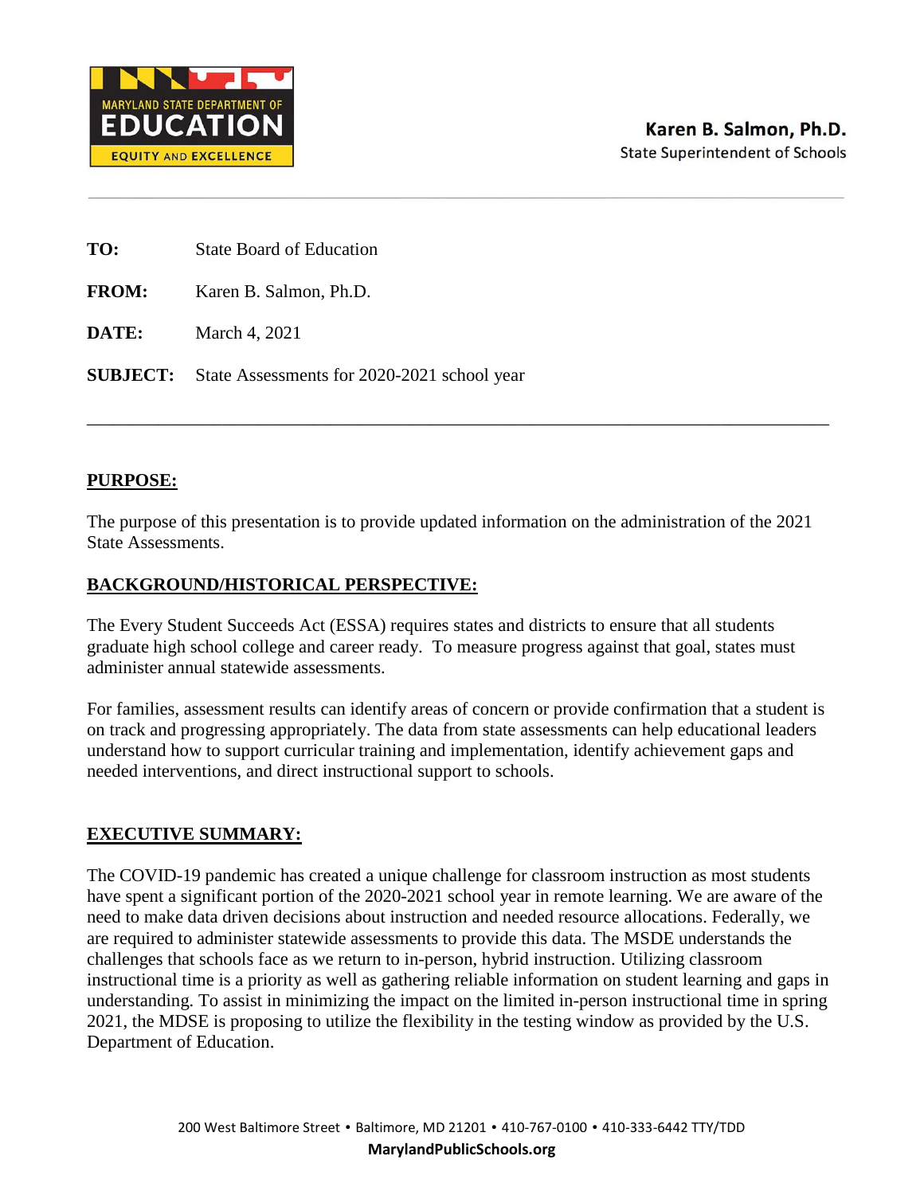Karen B. Salmon, Ph.D.
State Superintendent of Schools

**TO:** State Board of Education

**FROM:** Karen B. Salmon, Ph.D.

**DATE:** March 4, 2021

**SUBJECT:** State Assessments for 2020-2021 school year

---

## PURPOSE:

The purpose of this presentation is to provide updated information on the administration of the 2021 State Assessments.

## BACKGROUND/HISTORICAL PERSPECTIVE:

The Every Student Succeeds Act (ESSA) requires states and districts to ensure that all students graduate high school college and career ready. To measure progress against that goal, states must administer annual statewide assessments.

For families, assessment results can identify areas of concern or provide confirmation that a student is on track and progressing appropriately. The data from state assessments can help educational leaders understand how to support curricular training and implementation, identify achievement gaps and needed interventions, and direct instructional support to schools.

## EXECUTIVE SUMMARY:

The COVID-19 pandemic has created a unique challenge for classroom instruction as most students have spent a significant portion of the 2020-2021 school year in remote learning. We are aware of the need to make data driven decisions about instruction and needed resource allocations. Federally, we are required to administer statewide assessments to provide this data. The MSDE understands the challenges that schools face as we return to in-person, hybrid instruction. Utilizing classroom instructional time is a priority as well as gathering reliable information on student learning and gaps in understanding. To assist in minimizing the impact on the limited in-person instructional time in spring 2021, the MDSE is proposing to utilize the flexibility in the testing window as provided by the U.S. Department of Education.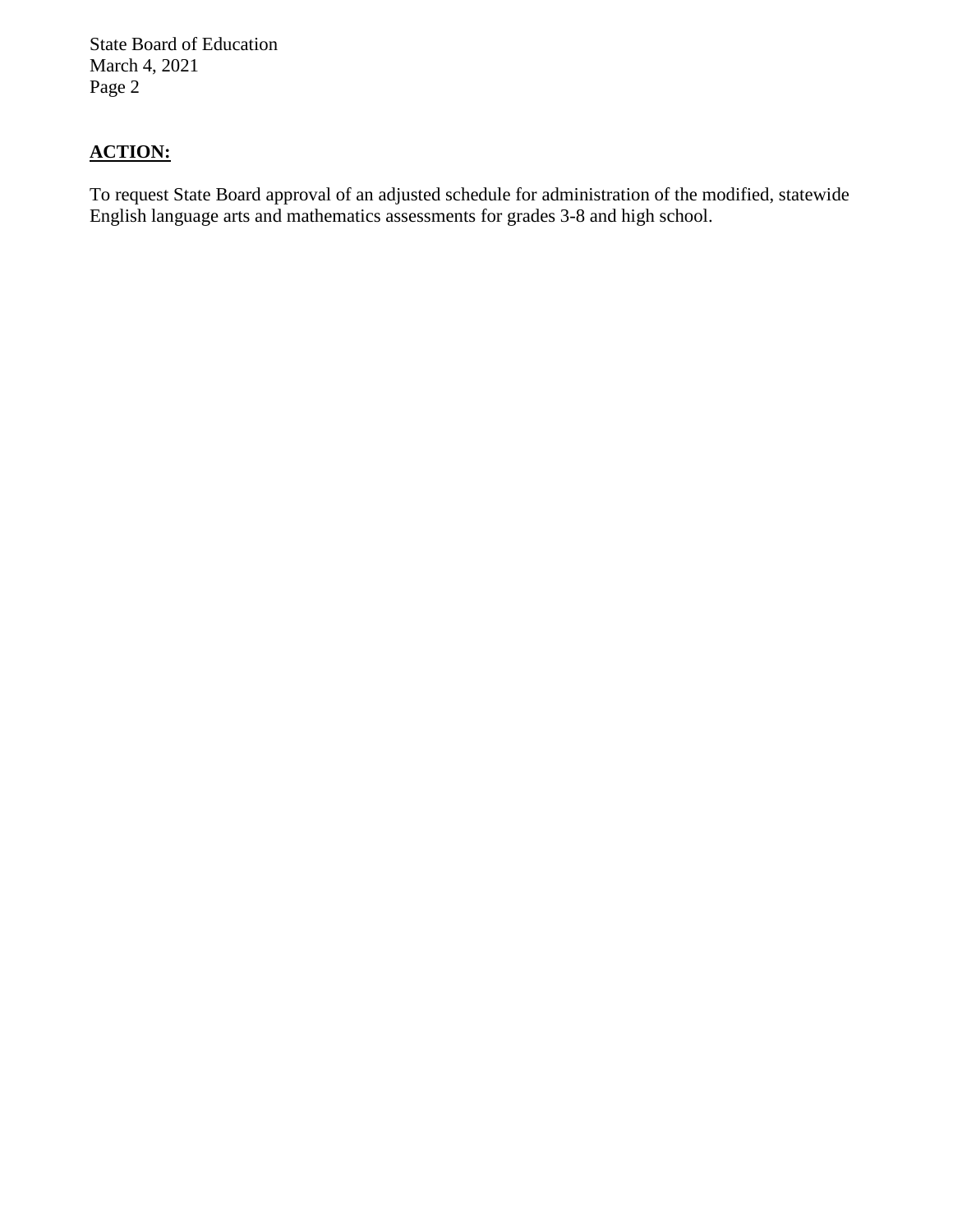**ACTION:**

To request State Board approval of an adjusted schedule for administration of the modified, statewide English language arts and mathematics assessments for grades 3-8 and high school.